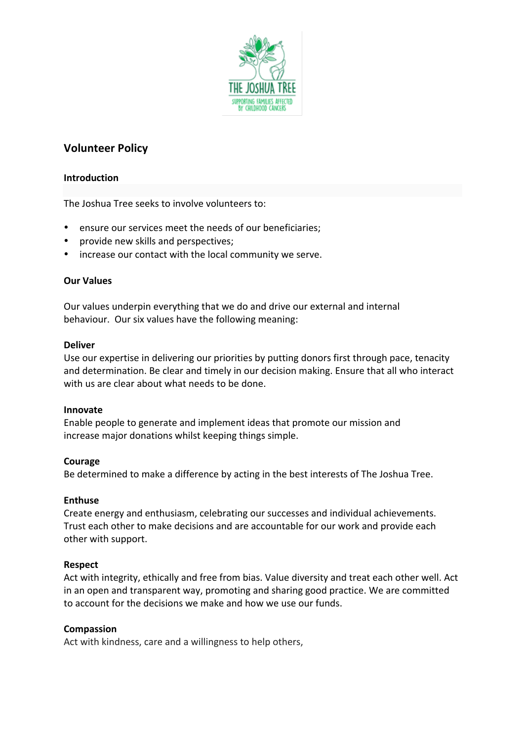# Volunteer Policy

## Introduction

The Joshua Tree seeks to involve volunteers to:

- ensure our services meet the needs of our beneficiaries;
- provide new skills and perspectives;
- increase our contact with the local community we serve.

## Our Values

Our values underpin everything that we do and drive our external and internal behaviour. Our six values have the following meaning:

**Deliver**
Use our expertise in delivering our priorities by putting donors first through pace, tenacity and determination. Be clear and timely in our decision making. Ensure that all who interact with us are clear about what needs to be done.

**Innovate**
Enable people to generate and implement ideas that promote our mission and increase major donations whilst keeping things simple.

**Courage**
Be determined to make a difference by acting in the best interests of The Joshua Tree.

**Enthuse**
Create energy and enthusiasm, celebrating our successes and individual achievements. Trust each other to make decisions and are accountable for our work and provide each other with support.

**Respect**
Act with integrity, ethically and free from bias. Value diversity and treat each other well. Act in an open and transparent way, promoting and sharing good practice. We are committed to account for the decisions we make and how we use our funds.

**Compassion**
Act with kindness, care and a willingness to help others,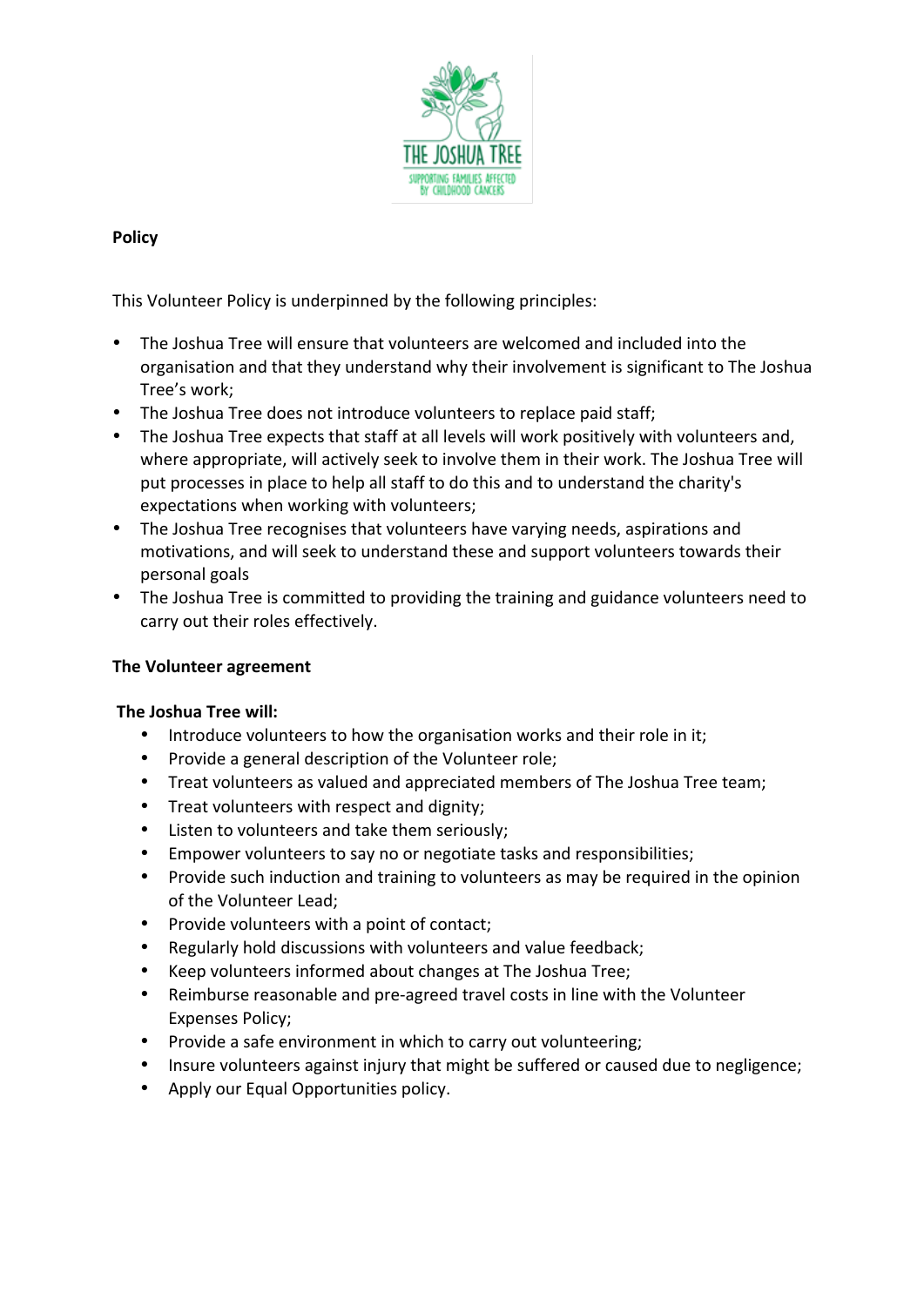**Policy**

This Volunteer Policy is underpinned by the following principles:

- The Joshua Tree will ensure that volunteers are welcomed and included into the organisation and that they understand why their involvement is significant to The Joshua Tree's work;
- The Joshua Tree does not introduce volunteers to replace paid staff;
- The Joshua Tree expects that staff at all levels will work positively with volunteers and, where appropriate, will actively seek to involve them in their work. The Joshua Tree will put processes in place to help all staff to do this and to understand the charity's expectations when working with volunteers;
- The Joshua Tree recognises that volunteers have varying needs, aspirations and motivations, and will seek to understand these and support volunteers towards their personal goals
- The Joshua Tree is committed to providing the training and guidance volunteers need to carry out their roles effectively.

**The Volunteer agreement**

**The Joshua Tree will:**

- Introduce volunteers to how the organisation works and their role in it;
- Provide a general description of the Volunteer role;
- Treat volunteers as valued and appreciated members of The Joshua Tree team;
- Treat volunteers with respect and dignity;
- Listen to volunteers and take them seriously;
- Empower volunteers to say no or negotiate tasks and responsibilities;
- Provide such induction and training to volunteers as may be required in the opinion of the Volunteer Lead;
- Provide volunteers with a point of contact;
- Regularly hold discussions with volunteers and value feedback;
- Keep volunteers informed about changes at The Joshua Tree;
- Reimburse reasonable and pre-agreed travel costs in line with the Volunteer Expenses Policy;
- Provide a safe environment in which to carry out volunteering;
- Insure volunteers against injury that might be suffered or caused due to negligence;
- Apply our Equal Opportunities policy.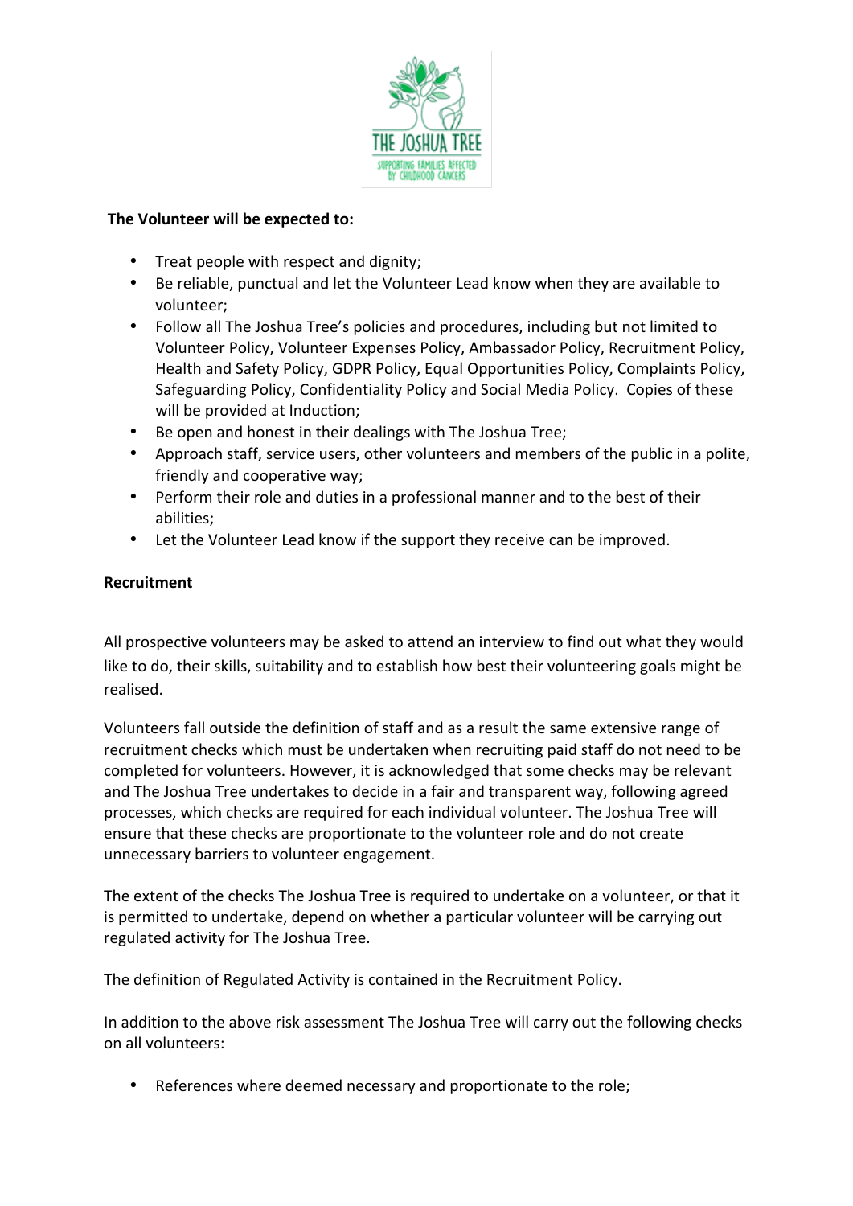**The Volunteer will be expected to:**

- Treat people with respect and dignity;
- Be reliable, punctual and let the Volunteer Lead know when they are available to volunteer;
- Follow all The Joshua Tree's policies and procedures, including but not limited to Volunteer Policy, Volunteer Expenses Policy, Ambassador Policy, Recruitment Policy, Health and Safety Policy, GDPR Policy, Equal Opportunities Policy, Complaints Policy, Safeguarding Policy, Confidentiality Policy and Social Media Policy. Copies of these will be provided at Induction;
- Be open and honest in their dealings with The Joshua Tree;
- Approach staff, service users, other volunteers and members of the public in a polite, friendly and cooperative way;
- Perform their role and duties in a professional manner and to the best of their abilities;
- Let the Volunteer Lead know if the support they receive can be improved.

**Recruitment**

All prospective volunteers may be asked to attend an interview to find out what they would like to do, their skills, suitability and to establish how best their volunteering goals might be realised.

Volunteers fall outside the definition of staff and as a result the same extensive range of recruitment checks which must be undertaken when recruiting paid staff do not need to be completed for volunteers. However, it is acknowledged that some checks may be relevant and The Joshua Tree undertakes to decide in a fair and transparent way, following agreed processes, which checks are required for each individual volunteer. The Joshua Tree will ensure that these checks are proportionate to the volunteer role and do not create unnecessary barriers to volunteer engagement.

The extent of the checks The Joshua Tree is required to undertake on a volunteer, or that it is permitted to undertake, depend on whether a particular volunteer will be carrying out regulated activity for The Joshua Tree.

The definition of Regulated Activity is contained in the Recruitment Policy.

In addition to the above risk assessment The Joshua Tree will carry out the following checks on all volunteers:

- References where deemed necessary and proportionate to the role;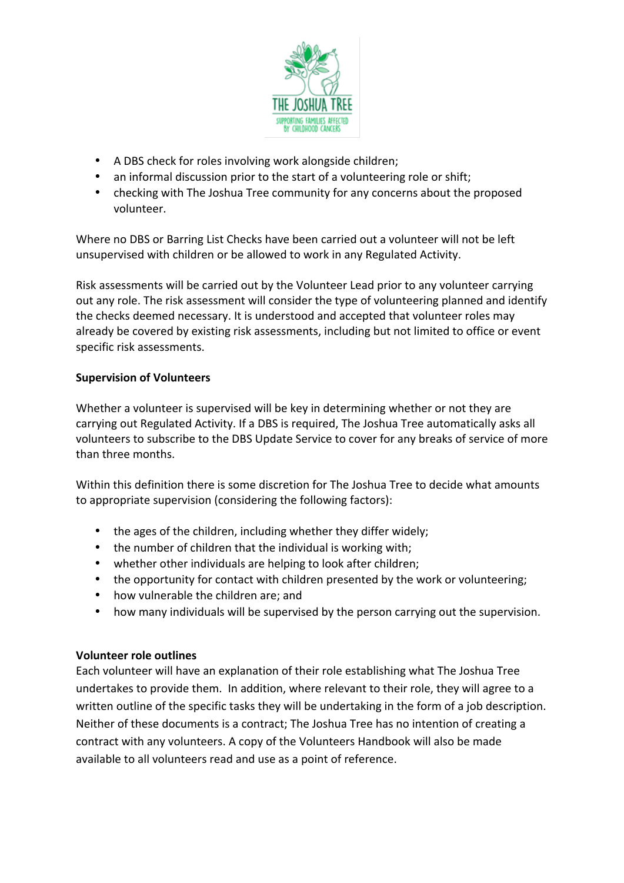- A DBS check for roles involving work alongside children;
- an informal discussion prior to the start of a volunteering role or shift;
- checking with The Joshua Tree community for any concerns about the proposed volunteer.

Where no DBS or Barring List Checks have been carried out a volunteer will not be left unsupervised with children or be allowed to work in any Regulated Activity.

Risk assessments will be carried out by the Volunteer Lead prior to any volunteer carrying out any role. The risk assessment will consider the type of volunteering planned and identify the checks deemed necessary. It is understood and accepted that volunteer roles may already be covered by existing risk assessments, including but not limited to office or event specific risk assessments.

**Supervision of Volunteers**

Whether a volunteer is supervised will be key in determining whether or not they are carrying out Regulated Activity. If a DBS is required, The Joshua Tree automatically asks all volunteers to subscribe to the DBS Update Service to cover for any breaks of service of more than three months.

Within this definition there is some discretion for The Joshua Tree to decide what amounts to appropriate supervision (considering the following factors):

- the ages of the children, including whether they differ widely;
- the number of children that the individual is working with;
- whether other individuals are helping to look after children;
- the opportunity for contact with children presented by the work or volunteering;
- how vulnerable the children are; and
- how many individuals will be supervised by the person carrying out the supervision.

**Volunteer role outlines**

Each volunteer will have an explanation of their role establishing what The Joshua Tree undertakes to provide them. In addition, where relevant to their role, they will agree to a written outline of the specific tasks they will be undertaking in the form of a job description. Neither of these documents is a contract; The Joshua Tree has no intention of creating a contract with any volunteers. A copy of the Volunteers Handbook will also be made available to all volunteers read and use as a point of reference.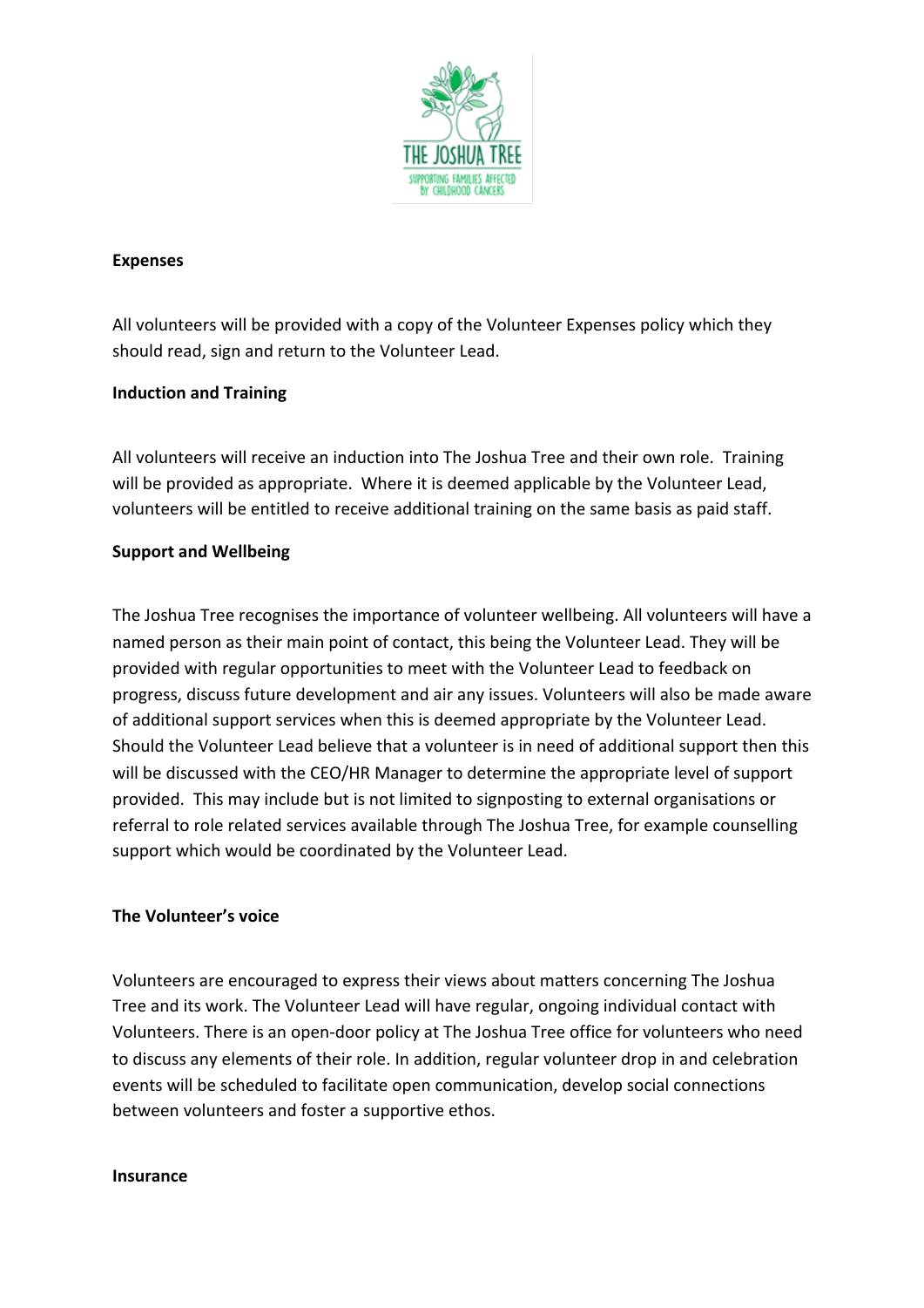**Expenses**

All volunteers will be provided with a copy of the Volunteer Expenses policy which they should read, sign and return to the Volunteer Lead.

**Induction and Training**

All volunteers will receive an induction into The Joshua Tree and their own role. Training will be provided as appropriate. Where it is deemed applicable by the Volunteer Lead, volunteers will be entitled to receive additional training on the same basis as paid staff.

**Support and Wellbeing**

The Joshua Tree recognises the importance of volunteer wellbeing. All volunteers will have a named person as their main point of contact, this being the Volunteer Lead. They will be provided with regular opportunities to meet with the Volunteer Lead to feedback on progress, discuss future development and air any issues. Volunteers will also be made aware of additional support services when this is deemed appropriate by the Volunteer Lead. Should the Volunteer Lead believe that a volunteer is in need of additional support then this will be discussed with the CEO/HR Manager to determine the appropriate level of support provided. This may include but is not limited to signposting to external organisations or referral to role related services available through The Joshua Tree, for example counselling support which would be coordinated by the Volunteer Lead.

**The Volunteer's voice**

Volunteers are encouraged to express their views about matters concerning The Joshua Tree and its work. The Volunteer Lead will have regular, ongoing individual contact with Volunteers. There is an open-door policy at The Joshua Tree office for volunteers who need to discuss any elements of their role. In addition, regular volunteer drop in and celebration events will be scheduled to facilitate open communication, develop social connections between volunteers and foster a supportive ethos.

**Insurance**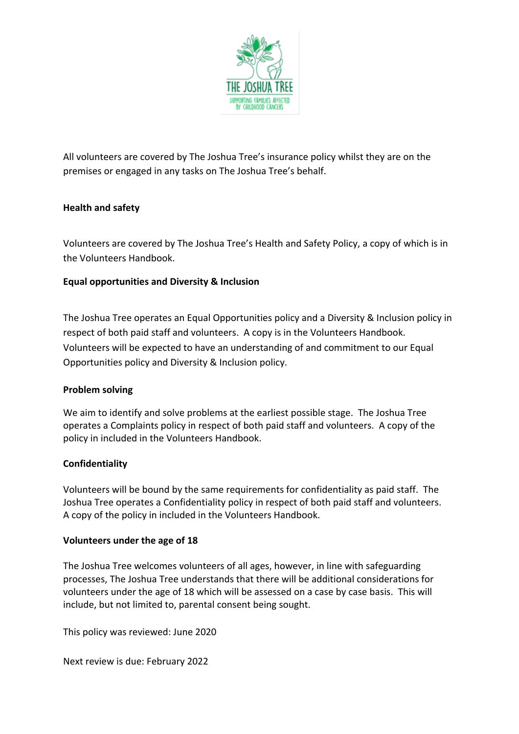All volunteers are covered by The Joshua Tree's insurance policy whilst they are on the premises or engaged in any tasks on The Joshua Tree's behalf.

**Health and safety**

Volunteers are covered by The Joshua Tree's Health and Safety Policy, a copy of which is in the Volunteers Handbook.

**Equal opportunities and Diversity & Inclusion**

The Joshua Tree operates an Equal Opportunities policy and a Diversity & Inclusion policy in respect of both paid staff and volunteers. A copy is in the Volunteers Handbook. Volunteers will be expected to have an understanding of and commitment to our Equal Opportunities policy and Diversity & Inclusion policy.

**Problem solving**

We aim to identify and solve problems at the earliest possible stage. The Joshua Tree operates a Complaints policy in respect of both paid staff and volunteers. A copy of the policy in included in the Volunteers Handbook.

**Confidentiality**

Volunteers will be bound by the same requirements for confidentiality as paid staff. The Joshua Tree operates a Confidentiality policy in respect of both paid staff and volunteers. A copy of the policy in included in the Volunteers Handbook.

**Volunteers under the age of 18**

The Joshua Tree welcomes volunteers of all ages, however, in line with safeguarding processes, The Joshua Tree understands that there will be additional considerations for volunteers under the age of 18 which will be assessed on a case by case basis. This will include, but not limited to, parental consent being sought.

This policy was reviewed: June 2020

Next review is due: February 2022